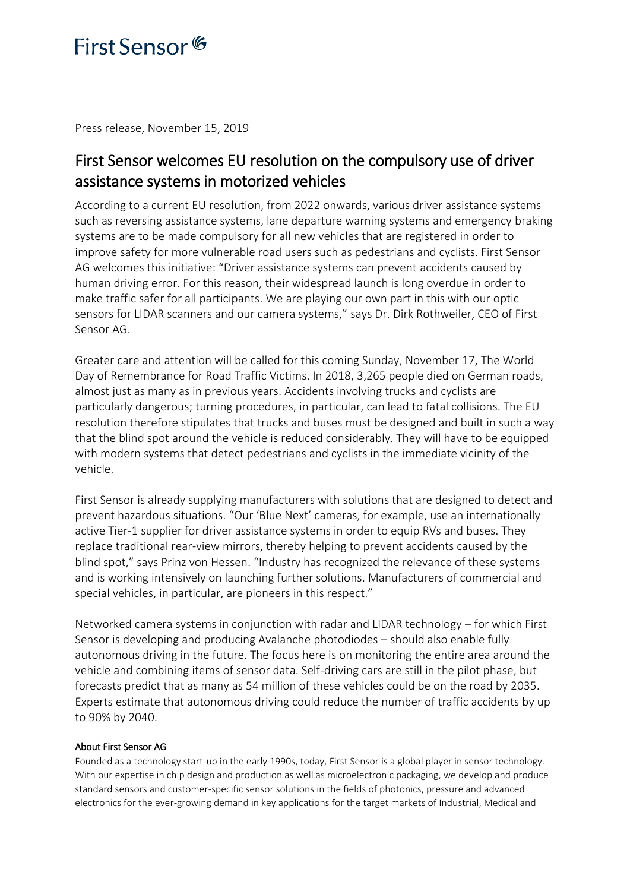First Sensor

Press release, November 15, 2019

# First Sensor welcomes EU resolution on the compulsory use of driver assistance systems in motorized vehicles

According to a current EU resolution, from 2022 onwards, various driver assistance systems such as reversing assistance systems, lane departure warning systems and emergency braking systems are to be made compulsory for all new vehicles that are registered in order to improve safety for more vulnerable road users such as pedestrians and cyclists. First Sensor AG welcomes this initiative: "Driver assistance systems can prevent accidents caused by human driving error. For this reason, their widespread launch is long overdue in order to make traffic safer for all participants. We are playing our own part in this with our optic sensors for LIDAR scanners and our camera systems," says Dr. Dirk Rothweiler, CEO of First Sensor AG.

Greater care and attention will be called for this coming Sunday, November 17, The World Day of Remembrance for Road Traffic Victims. In 2018, 3,265 people died on German roads, almost just as many as in previous years. Accidents involving trucks and cyclists are particularly dangerous; turning procedures, in particular, can lead to fatal collisions. The EU resolution therefore stipulates that trucks and buses must be designed and built in such a way that the blind spot around the vehicle is reduced considerably. They will have to be equipped with modern systems that detect pedestrians and cyclists in the immediate vicinity of the vehicle.

First Sensor is already supplying manufacturers with solutions that are designed to detect and prevent hazardous situations. "Our 'Blue Next' cameras, for example, use an internationally active Tier-1 supplier for driver assistance systems in order to equip RVs and buses. They replace traditional rear-view mirrors, thereby helping to prevent accidents caused by the blind spot," says Prinz von Hessen. "Industry has recognized the relevance of these systems and is working intensively on launching further solutions. Manufacturers of commercial and special vehicles, in particular, are pioneers in this respect."

Networked camera systems in conjunction with radar and LIDAR technology – for which First Sensor is developing and producing Avalanche photodiodes – should also enable fully autonomous driving in the future. The focus here is on monitoring the entire area around the vehicle and combining items of sensor data. Self-driving cars are still in the pilot phase, but forecasts predict that as many as 54 million of these vehicles could be on the road by 2035. Experts estimate that autonomous driving could reduce the number of traffic accidents by up to 90% by 2040.

#### About First Sensor AG

Founded as a technology start-up in the early 1990s, today, First Sensor is a global player in sensor technology. With our expertise in chip design and production as well as microelectronic packaging, we develop and produce standard sensors and customer-specific sensor solutions in the fields of photonics, pressure and advanced electronics for the ever-growing demand in key applications for the target markets of Industrial, Medical and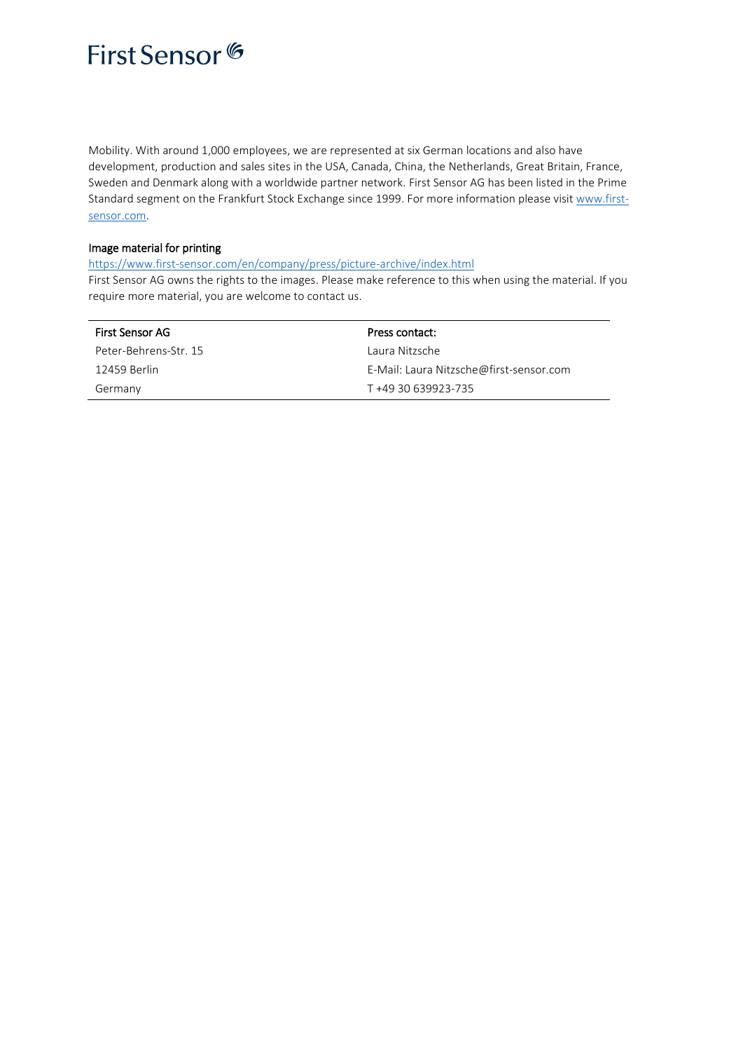Mobility. With around 1,000 employees, we are represented at six German locations and also have development, production and sales sites in the USA, Canada, China, the Netherlands, Great Britain, France, Sweden and Denmark along with a worldwide partner network. First Sensor AG has been listed in the Prime Standard segment on the Frankfurt Stock Exchange since 1999. For more information please visit www.first-sensor.com.

Image material for printing

https://www.first-sensor.com/en/company/press/picture-archive/index.html

First Sensor AG owns the rights to the images. Please make reference to this when using the material. If you require more material, you are welcome to contact us.

| First Sensor AG | Press contact: |
|---|---|
| Peter-Behrens-Str. 15 | Laura Nitzsche |
| 12459 Berlin | E-Mail: Laura Nitzsche@first-sensor.com |
| Germany | T +49 30 639923-735 |